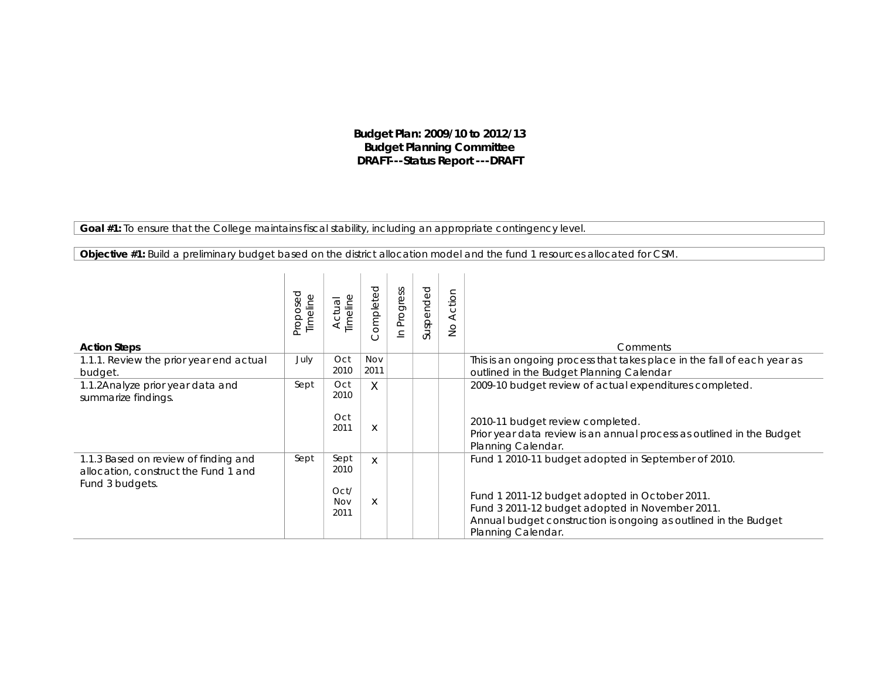**Budget Plan: 2009/10 to 2012/13**
**Budget Planning Committee**
**DRAFT---Status Report ---DRAFT**

**Goal #1:** To ensure that the College maintains fiscal stability, including an appropriate contingency level.

**Objective #1:** Build a preliminary budget based on the district allocation model and the fund 1 resources allocated for CSM.

| Action Steps | Proposed Timeline | Actual Timeline | Completed | In Progress | Suspended | No Action | Comments |
|---|---|---|---|---|---|---|---|
| 1.1.1. Review the prior year end actual budget. | July | Oct 2010 | Nov 2011 | | | | This is an ongoing process that takes place in the fall of each year as outlined in the Budget Planning Calendar |
| 1.1.2Analyze prior year data and summarize findings. | Sept | Oct 2010 | X | | | | 2009-10 budget review of actual expenditures completed. |
| | | Oct 2011 | x | | | | 2010-11 budget review completed. Prior year data review is an annual process as outlined in the Budget Planning Calendar. |
| 1.1.3 Based on review of finding and allocation, construct the Fund 1 and Fund 3 budgets. | Sept | Sept 2010 | x | | | | Fund 1 2010-11 budget adopted in September of 2010. |
| | | Oct/ Nov 2011 | x | | | | Fund 1 2011-12 budget adopted in October 2011. Fund 3 2011-12 budget adopted in November 2011. Annual budget construction is ongoing as outlined in the Budget Planning Calendar. |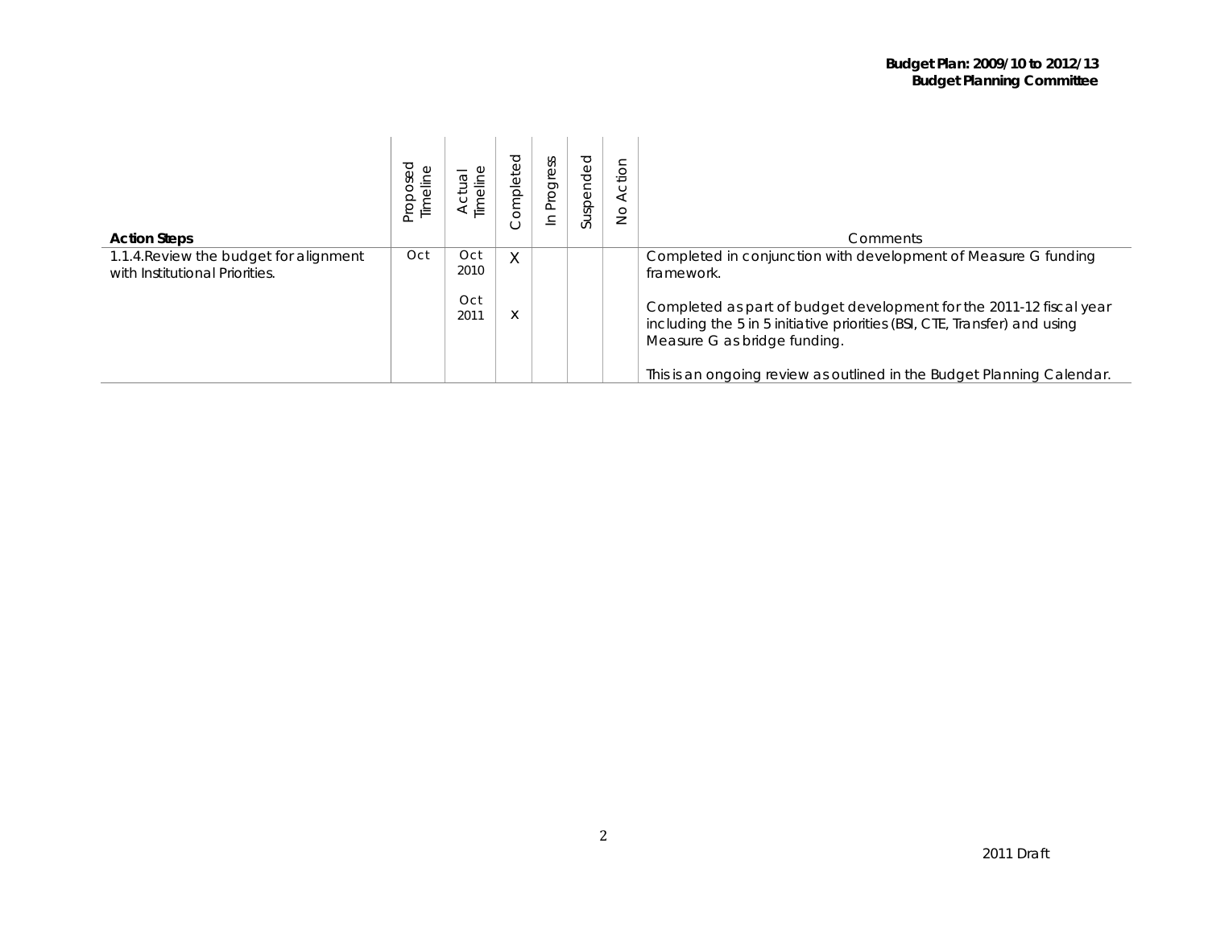| Action Steps | Proposed Timeline | Actual Timeline | Completed | In Progress | Suspended | No Action | Comments |
|---|---|---|---|---|---|---|---|
| 1.1.4.Review the budget for alignment with Institutional Priorities. | Oct | Oct 2010 | X | | | | Completed in conjunction with development of Measure G funding framework. |
| | | Oct 2011 | x | | | | Completed as part of budget development for the 2011-12 fiscal year including the 5 in 5 initiative priorities (BSI, CTE, Transfer) and using Measure G as bridge funding. |
| | | | | | | | This is an ongoing review as outlined in the Budget Planning Calendar. |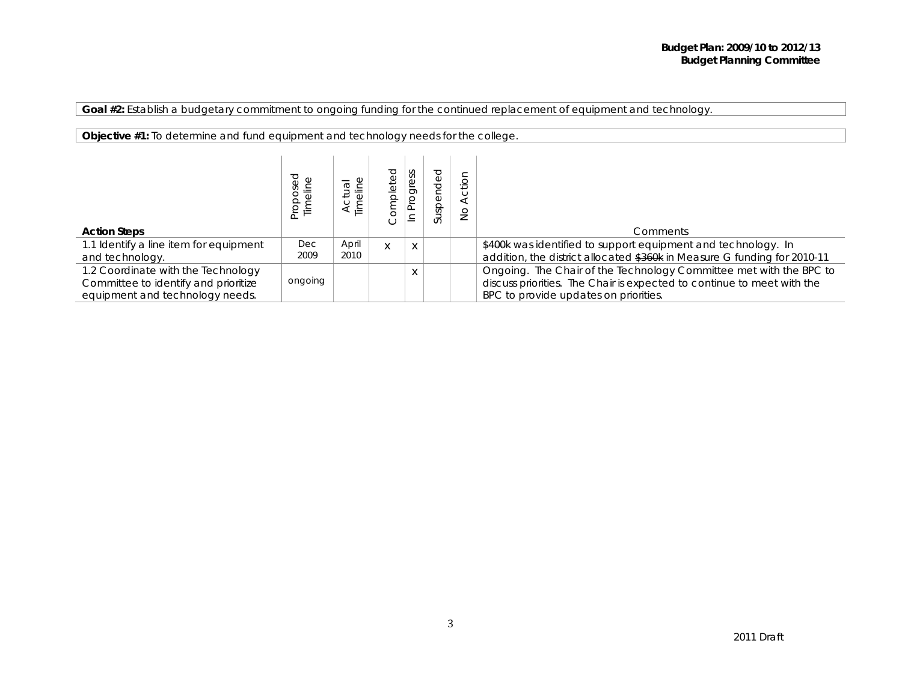**Goal #2:** Establish a budgetary commitment to ongoing funding for the continued replacement of equipment and technology.

**Objective #1:** To determine and fund equipment and technology needs for the college.

| Action Steps | Proposed Timeline | Actual Timeline | Completed | In Progress | Suspended | No Action | Comments |
|---|---|---|---|---|---|---|---|
| 1.1 Identify a line item for equipment and technology. | Dec 2009 | April 2010 | x | x | | | ~~$400k~~ was identified to support equipment and technology. In addition, the district allocated ~~$360k~~ in Measure G funding for 2010-11 |
| 1.2 Coordinate with the Technology Committee to identify and prioritize equipment and technology needs. | ongoing | | | x | | | Ongoing. The Chair of the Technology Committee met with the BPC to discuss priorities. The Chair is expected to continue to meet with the BPC to provide updates on priorities. |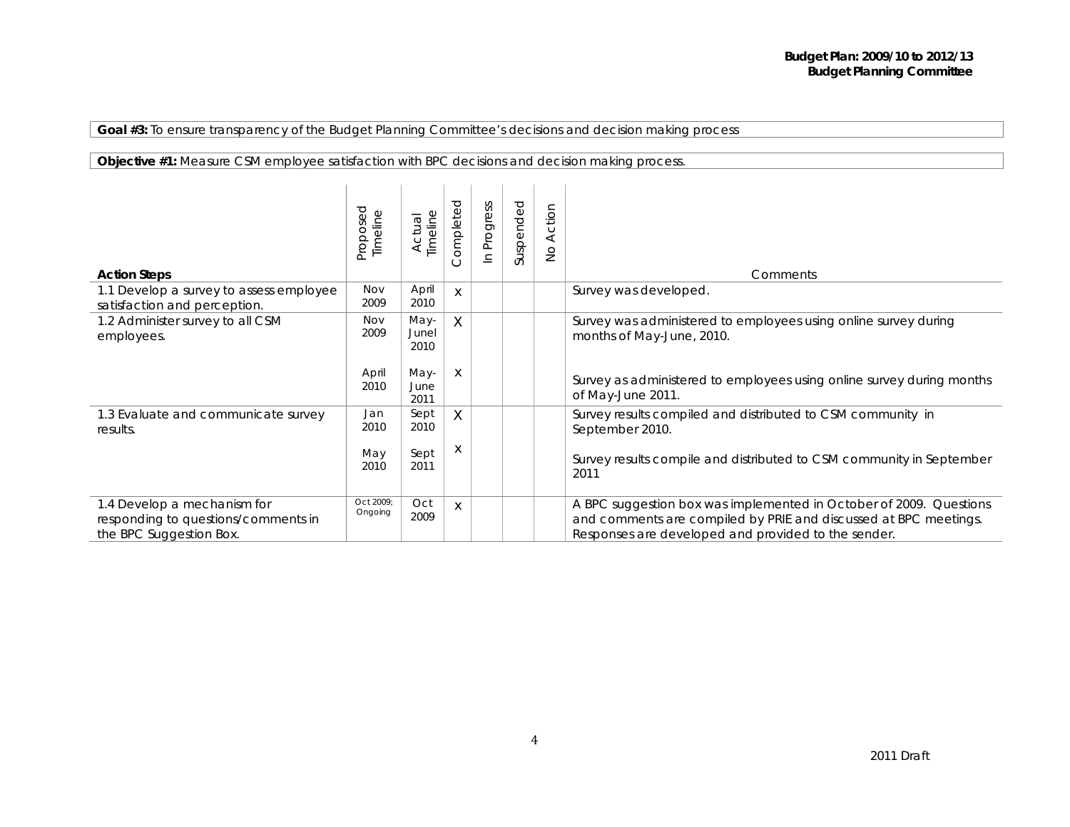**Goal #3:** To ensure transparency of the Budget Planning Committee's decisions and decision making process

**Objective #1:** Measure CSM employee satisfaction with BPC decisions and decision making process.

| Action Steps | Proposed Timeline | Actual Timeline | Completed | In Progress | Suspended | No Action | Comments |
|---|---|---|---|---|---|---|---|
| 1.1 Develop a survey to assess employee satisfaction and perception. | Nov 2009 | April 2010 | x | | | | Survey was developed. |
| 1.2 Administer survey to all CSM employees. | Nov 2009 | May-Junel 2010 | X | | | | Survey was administered to employees using online survey during months of May-June, 2010. |
| | April 2010 | May-June 2011 | x | | | | Survey as administered to employees using online survey during months of May-June 2011. |
| 1.3 Evaluate and communicate survey results. | Jan 2010 | Sept 2010 | X | | | | Survey results compiled and distributed to CSM community in September 2010. |
| | May 2010 | Sept 2011 | x | | | | Survey results compile and distributed to CSM community in September 2011 |
| 1.4 Develop a mechanism for responding to questions/comments in the BPC Suggestion Box. | Oct 2009; Ongoing | Oct 2009 | x | | | | A BPC suggestion box was implemented in October of 2009. Questions and comments are compiled by PRIE and discussed at BPC meetings. Responses are developed and provided to the sender. |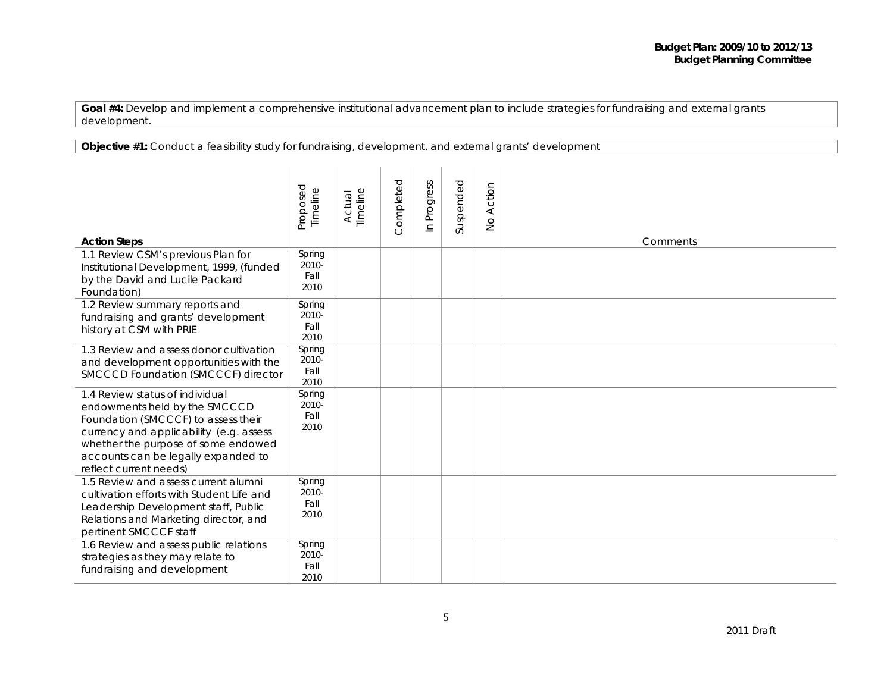**Goal #4:** Develop and implement a comprehensive institutional advancement plan to include strategies for fundraising and external grants development.

**Objective #1:** Conduct a feasibility study for fundraising, development, and external grants' development

| Action Steps | Proposed Timeline | Actual Timeline | Completed | In Progress | Suspended | No Action | Comments |
|---|---|---|---|---|---|---|---|
| 1.1 Review CSM's previous Plan for Institutional Development, 1999, (funded by the David and Lucile Packard Foundation) | Spring 2010- Fall 2010 | | | | | | |
| 1.2 Review summary reports and fundraising and grants' development history at CSM with PRIE | Spring 2010- Fall 2010 | | | | | | |
| 1.3 Review and assess donor cultivation and development opportunities with the SMCCCD Foundation (SMCCCF) director | Spring 2010- Fall 2010 | | | | | | |
| 1.4 Review status of individual endowments held by the SMCCCD Foundation (SMCCCF) to assess their currency and applicability (e.g. assess whether the purpose of some endowed accounts can be legally expanded to reflect current needs) | Spring 2010- Fall 2010 | | | | | | |
| 1.5 Review and assess current alumni cultivation efforts with Student Life and Leadership Development staff, Public Relations and Marketing director, and pertinent SMCCCF staff | Spring 2010- Fall 2010 | | | | | | |
| 1.6 Review and assess public relations strategies as they may relate to fundraising and development | Spring 2010- Fall 2010 | | | | | | |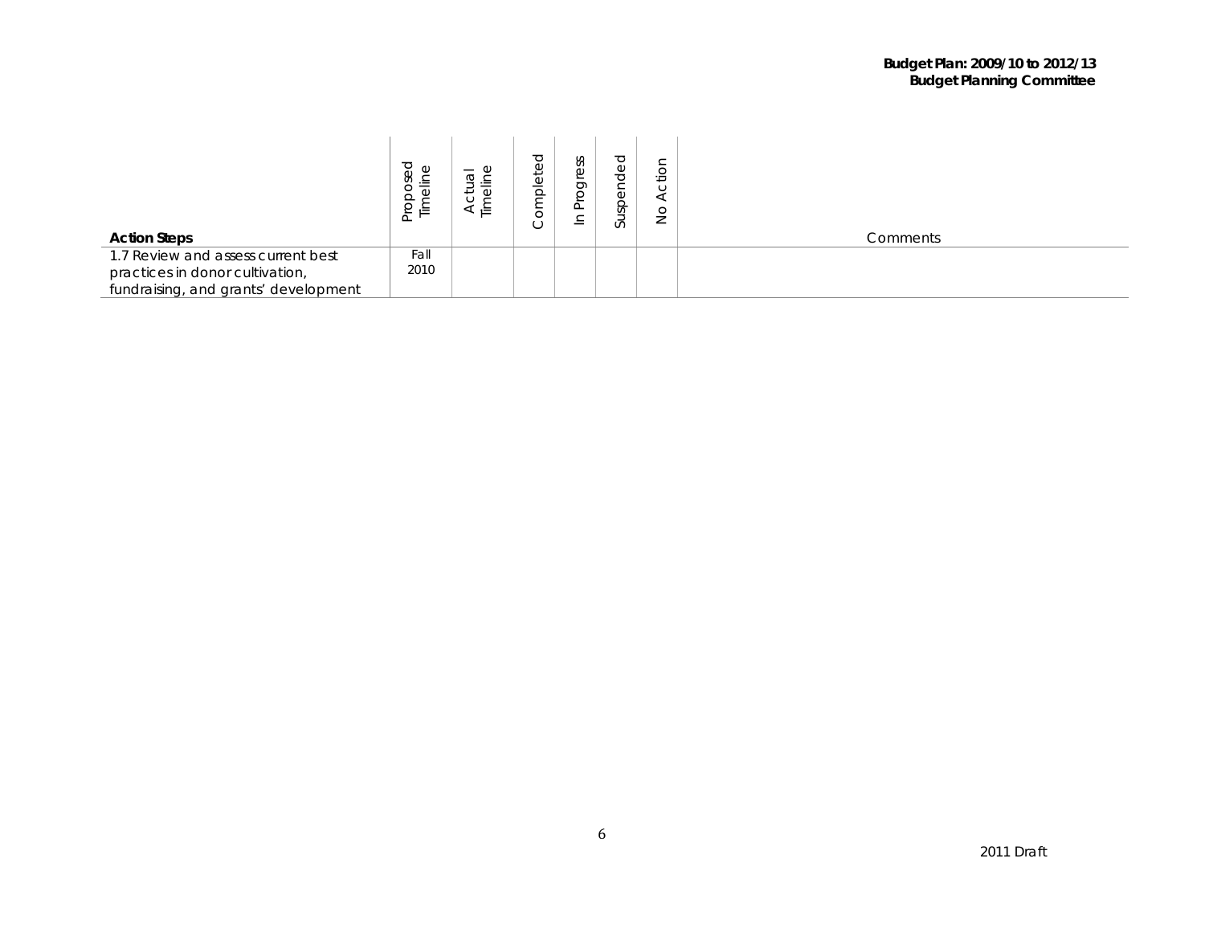| Action Steps | Proposed Timeline | Actual Timeline | Completed | In Progress | Suspended | No Action | Comments |
|---|---|---|---|---|---|---|---|
| 1.7 Review and assess current best practices in donor cultivation, fundraising, and grants' development | Fall 2010 | | | | | | |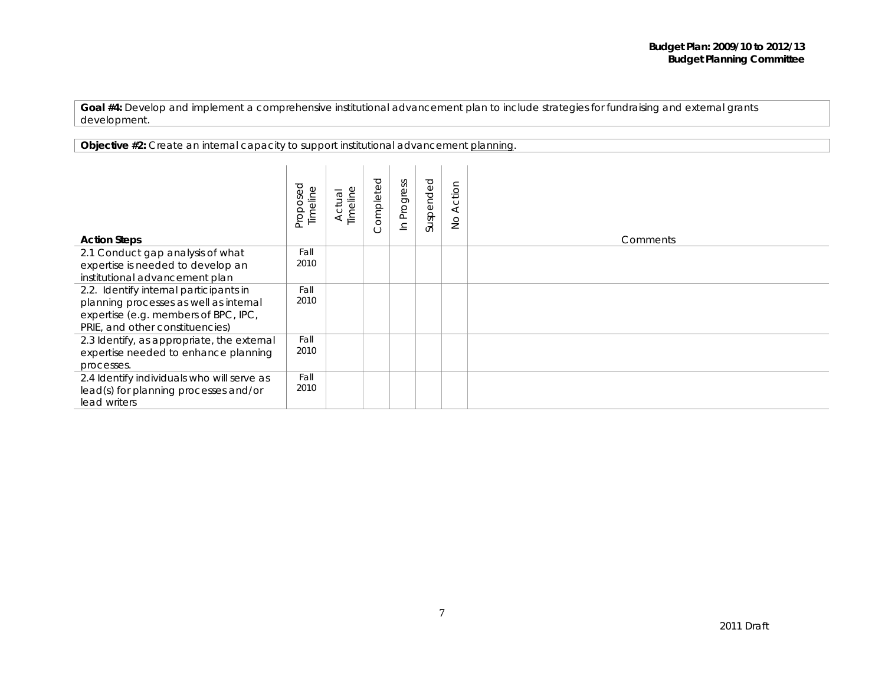**Goal #4:** Develop and implement a comprehensive institutional advancement plan to include strategies for fundraising and external grants development.

**Objective #2:** Create an internal capacity to support institutional advancement planning.

| **Action Steps** | Proposed Timeline | Actual Timeline | Completed | In Progress | Suspended | No Action | Comments |
|---|---|---|---|---|---|---|---|
| 2.1 Conduct gap analysis of what expertise is needed to develop an institutional advancement plan | Fall 2010 | | | | | | |
| 2.2. Identify internal participants in planning processes as well as internal expertise (e.g. members of BPC, IPC, PRIE, and other constituencies) | Fall 2010 | | | | | | |
| 2.3 Identify, as appropriate, the external expertise needed to enhance planning processes. | Fall 2010 | | | | | | |
| 2.4 Identify individuals who will serve as lead(s) for planning processes and/or lead writers | Fall 2010 | | | | | | |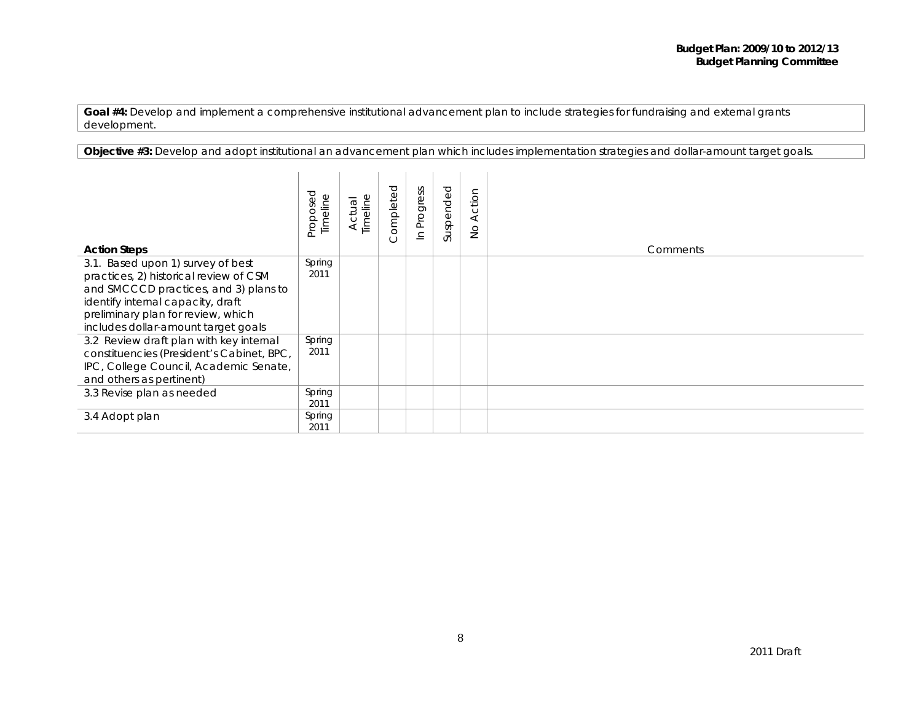**Goal #4:** Develop and implement a comprehensive institutional advancement plan to include strategies for fundraising and external grants development.

**Objective #3:** Develop and adopt institutional an advancement plan which includes implementation strategies and dollar-amount target goals.

| **Action Steps** | Proposed Timeline | Actual Timeline | Completed | In Progress | Suspended | No Action | Comments |
|---|---|---|---|---|---|---|---|
| 3.1. Based upon 1) survey of best practices, 2) historical review of CSM and SMCCCD practices, and 3) plans to identify internal capacity, draft preliminary plan for review, which includes dollar-amount target goals | Spring 2011 | | | | | | |
| 3.2 Review draft plan with key internal constituencies (President's Cabinet, BPC, IPC, College Council, Academic Senate, and others as pertinent) | Spring 2011 | | | | | | |
| 3.3 Revise plan as needed | Spring 2011 | | | | | | |
| 3.4 Adopt plan | Spring 2011 | | | | | | |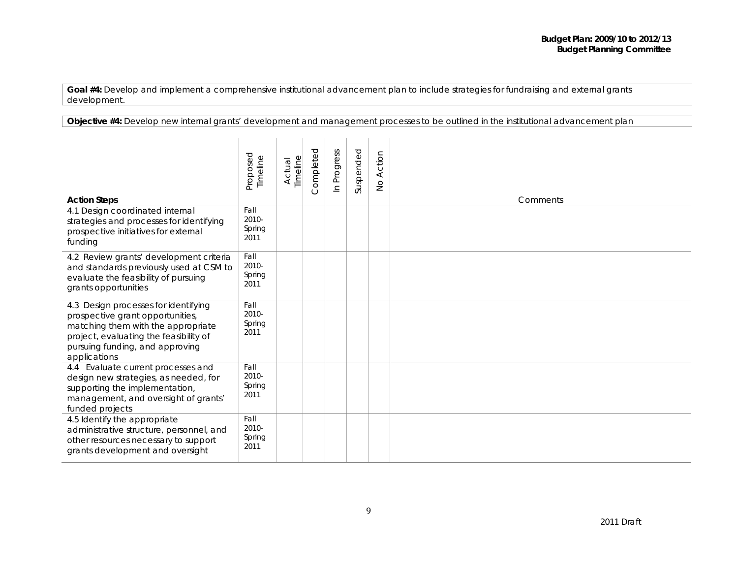**Goal #4:** Develop and implement a comprehensive institutional advancement plan to include strategies for fundraising and external grants development.

**Objective #4:** Develop new internal grants' development and management processes to be outlined in the institutional advancement plan

| Action Steps | Proposed Timeline | Actual Timeline | Completed | In Progress | Suspended | No Action | Comments |
|---|---|---|---|---|---|---|---|
| 4.1 Design coordinated internal strategies and processes for identifying prospective initiatives for external funding | Fall 2010- Spring 2011 | | | | | | |
| 4.2 Review grants' development criteria and standards previously used at CSM to evaluate the feasibility of pursuing grants opportunities | Fall 2010- Spring 2011 | | | | | | |
| 4.3 Design processes for identifying prospective grant opportunities, matching them with the appropriate project, evaluating the feasibility of pursuing funding, and approving applications | Fall 2010- Spring 2011 | | | | | | |
| 4.4 Evaluate current processes and design new strategies, as needed, for supporting the implementation, management, and oversight of grants' funded projects | Fall 2010- Spring 2011 | | | | | | |
| 4.5 Identify the appropriate administrative structure, personnel, and other resources necessary to support grants development and oversight | Fall 2010- Spring 2011 | | | | | | |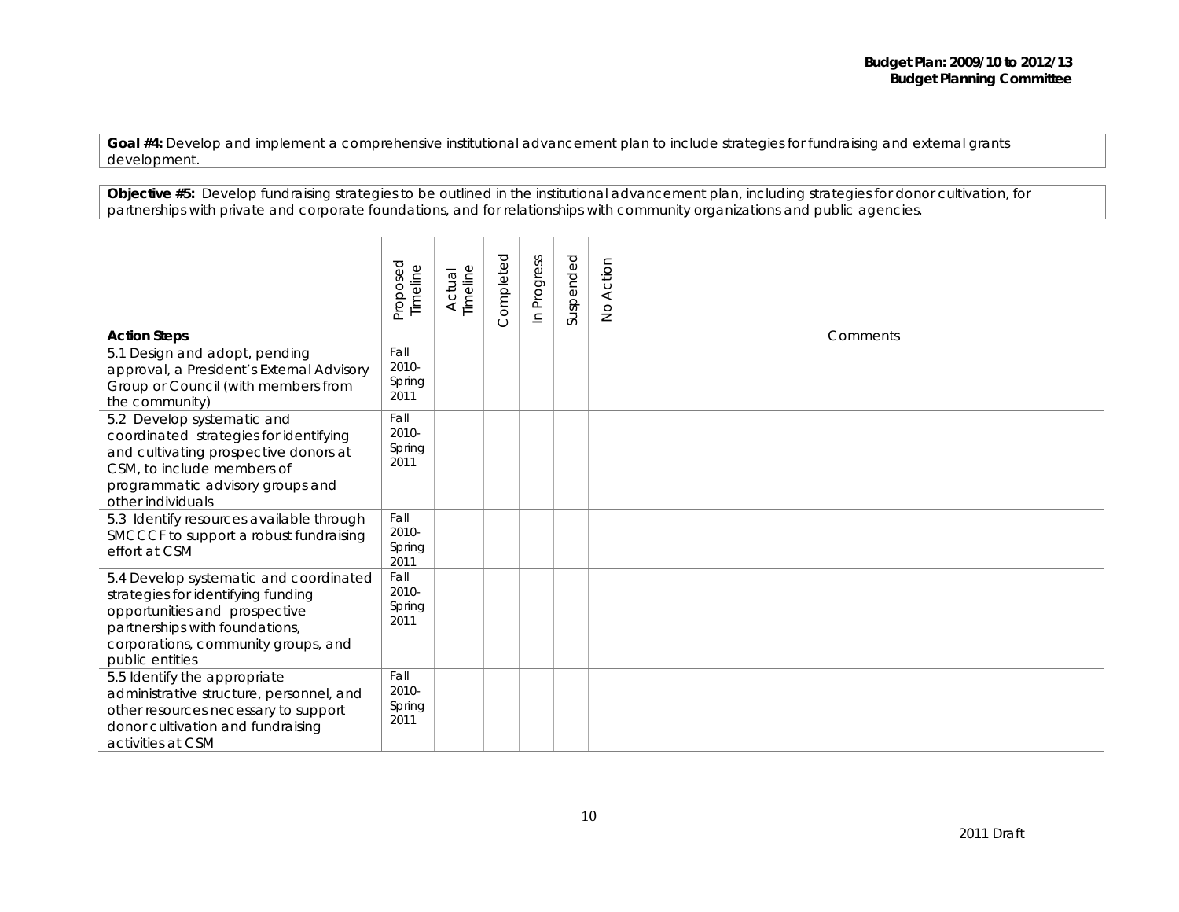**Goal #4:** Develop and implement a comprehensive institutional advancement plan to include strategies for fundraising and external grants development.

**Objective #5:** Develop fundraising strategies to be outlined in the institutional advancement plan, including strategies for donor cultivation, for partnerships with private and corporate foundations, and for relationships with community organizations and public agencies.

| **Action Steps** | Proposed Timeline | Actual Timeline | Completed | In Progress | Suspended | No Action | Comments |
|---|---|---|---|---|---|---|---|
| 5.1 Design and adopt, pending approval, a President's External Advisory Group or Council (with members from the community) | Fall 2010-Spring 2011 | | | | | | |
| 5.2 Develop systematic and coordinated strategies for identifying and cultivating prospective donors at CSM, to include members of programmatic advisory groups and other individuals | Fall 2010-Spring 2011 | | | | | | |
| 5.3 Identify resources available through SMCCCF to support a robust fundraising effort at CSM | Fall 2010-Spring 2011 | | | | | | |
| 5.4 Develop systematic and coordinated strategies for identifying funding opportunities and prospective partnerships with foundations, corporations, community groups, and public entities | Fall 2010-Spring 2011 | | | | | | |
| 5.5 Identify the appropriate administrative structure, personnel, and other resources necessary to support donor cultivation and fundraising activities at CSM | Fall 2010-Spring 2011 | | | | | | |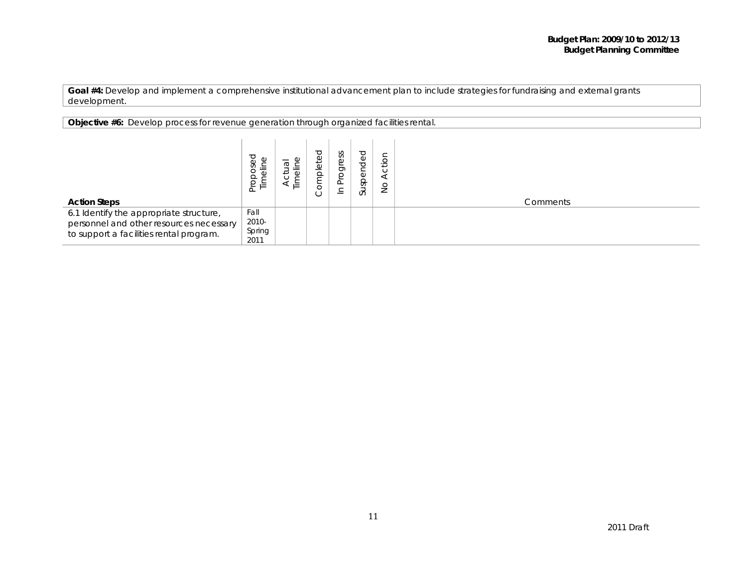**Goal #4:** Develop and implement a comprehensive institutional advancement plan to include strategies for fundraising and external grants development.

**Objective #6:** Develop process for revenue generation through organized facilities rental.

| Action Steps | Proposed Timeline | Actual Timeline | Completed | In Progress | Suspended | No Action | Comments |
|---|---|---|---|---|---|---|---|
| 6.1 Identify the appropriate structure, personnel and other resources necessary to support a facilities rental program. | Fall 2010- Spring 2011 | | | | | | |